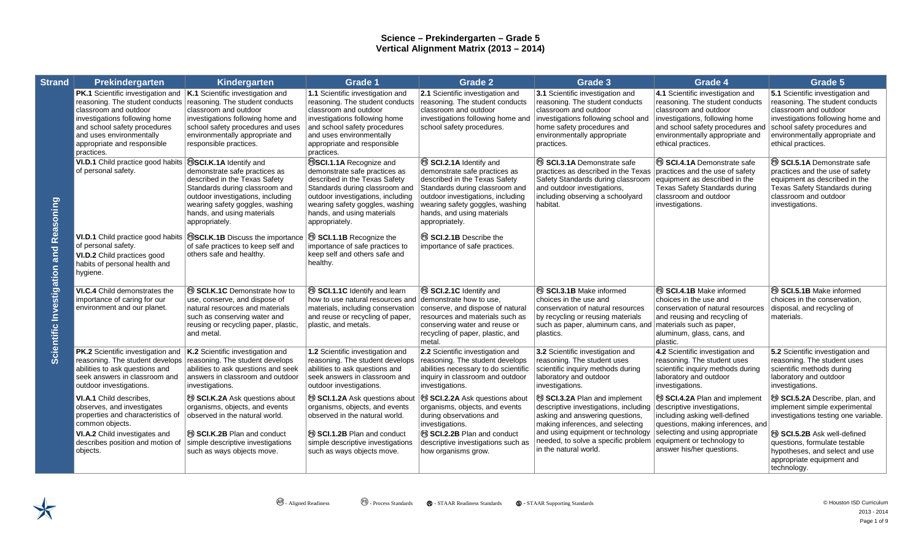# Science – Prekindergarten – Grade 5
## Vertical Alignment Matrix (2013 – 2014)

| Strand | Prekindergarten | Kindergarten | Grade 1 | Grade 2 | Grade 3 | Grade 4 | Grade 5 |
|---|---|---|---|---|---|---|---|
| Scientific Investigation and Reasoning | **PK.1** Scientific investigation and reasoning. The student conducts classroom and outdoor investigations following home and school safety procedures and uses environmentally appropriate and responsible practices. | **K.1** Scientific investigation and reasoning. The student conducts classroom and outdoor investigations following home and school safety procedures and uses environmentally appropriate and responsible practices. | **1.1** Scientific investigation and reasoning. The student conducts classroom and outdoor investigations following home and school safety procedures and uses environmentally appropriate and responsible practices. | **2.1** Scientific investigation and reasoning. The student conducts classroom and outdoor investigations following home and school safety procedures. | **3.1** Scientific investigation and reasoning. The student conducts classroom and outdoor investigations following school and home safety procedures and environmentally appropriate practices. | **4.1** Scientific investigation and reasoning. The student conducts classroom and outdoor investigations, following home and school safety procedures and environmentally appropriate and ethical practices. | **5.1** Scientific investigation and reasoning. The student conducts classroom and outdoor investigations following home and school safety procedures and environmentally appropriate and ethical practices. |
| | **VI.D.1** Child practice good habits of personal safety. | (PS) **SCI.K.1A** Identify and demonstrate safe practices as described in the Texas Safety Standards during classroom and outdoor investigations, including wearing safety goggles, washing hands, and using materials appropriately. | (PS) **SCI.1.1A** Recognize and demonstrate safe practices as described in the Texas Safety Standards during classroom and outdoor investigations, including wearing safety goggles, washing hands, and using materials appropriately. | (PS) **SCI.2.1A** Identify and demonstrate safe practices as described in the Texas Safety Standards during classroom and outdoor investigations, including wearing safety goggles, washing hands, and using materials appropriately. | (PS) **SCI.3.1A** Demonstrate safe practices as described in the Texas Safety Standards during classroom and outdoor investigations, including observing a schoolyard habitat. | (PS) **SCI.4.1A** Demonstrate safe practices and the use of safety equipment as described in the Texas Safety Standards during classroom and outdoor investigations. | (PS) **SCI.5.1A** Demonstrate safe practices and the use of safety equipment as described in the Texas Safety Standards during classroom and outdoor investigations. |
| | **VI.D.1** Child practice good habits of personal safety.<br>**VI.D.2** Child practices good habits of personal health and hygiene. | (PS) **SCI.K.1B** Discuss the importance of safe practices to keep self and others safe and healthy. | (PS) **SCI.1.1B** Recognize the importance of safe practices to keep self and others safe and healthy. | (PS) **SCI.2.1B** Describe the importance of safe practices. | | | |
| | **VI.C.4** Child demonstrates the importance of caring for our environment and our planet. | (PS) **SCI.K.1C** Demonstrate how to use, conserve, and dispose of natural resources and materials such as conserving water and reusing or recycling paper, plastic, and metal. | (PS) **SCI.1.1C** Identify and learn how to use natural resources and materials, including conservation and reuse or recycling of paper, plastic, and metals. | (PS) **SCI.2.1C** Identify and demonstrate how to use, conserve, and dispose of natural resources and materials such as conserving water and reuse or recycling of paper, plastic, and metal. | (PS) **SCI.3.1B** Make informed choices in the use and conservation of natural resources by recycling or reusing materials such as paper, aluminum cans, and plastics. | (PS) **SCI.4.1B** Make informed choices in the use and conservation of natural resources and reusing and recycling of materials such as paper, aluminum, glass, cans, and plastic. | (PS) **SCI.5.1B** Make informed choices in the conservation, disposal, and recycling of materials. |
| | **PK.2** Scientific investigation and reasoning. The student develops abilities to ask questions and seek answers in classroom and outdoor investigations. | **K.2** Scientific investigation and reasoning. The student develops abilities to ask questions and seek answers in classroom and outdoor investigations. | **1.2** Scientific investigation and reasoning. The student develops abilities to ask questions and seek answers in classroom and outdoor investigations. | **2.2** Scientific investigation and reasoning. The student develops abilities necessary to do scientific inquiry in classroom and outdoor investigations. | **3.2** Scientific investigation and reasoning. The student uses scientific inquiry methods during laboratory and outdoor investigations. | **4.2** Scientific investigation and reasoning. The student uses scientific inquiry methods during laboratory and outdoor investigations. | **5.2** Scientific investigation and reasoning. The student uses scientific methods during laboratory and outdoor investigations. |
| | **VI.A.1** Child describes, observes, and investigates properties and characteristics of common objects. | (PS) **SCI.K.2A** Ask questions about organisms, objects, and events observed in the natural world. | (PS) **SCI.1.2A** Ask questions about organisms, objects, and events observed in the natural world. | (PS) **SCI.2.2A** Ask questions about organisms, objects, and events during observations and investigations. | (PS) **SCI.3.2A** Plan and implement descriptive investigations, including asking and answering questions, making inferences, and selecting and using equipment or technology needed, to solve a specific problem in the natural world. | (PS) **SCI.4.2A** Plan and implement descriptive investigations, including asking well-defined questions, making inferences, and selecting and using appropriate equipment or technology to answer his/her questions. | (PS) **SCI.5.2A** Describe, plan, and implement simple experimental investigations testing one variable. |
| | **VI.A.2** Child investigates and describes position and motion of objects. | (PS) **SCI.K.2B** Plan and conduct simple descriptive investigations such as ways objects move. | (PS) **SCI.1.2B** Plan and conduct simple descriptive investigations such as ways objects move. | (PS) **SCI.2.2B** Plan and conduct descriptive investigations such as how organisms grow. | | | (PS) **SCI.5.2B** Ask well-defined questions, formulate testable hypotheses, and select and use appropriate equipment and technology. |

(AR) - Aligned Readiness (PS) - Process Standards (R) - STAAR Readiness Standards (S) - STAAR Supporting Standards

© Houston ISD Curriculum 2013 - 2014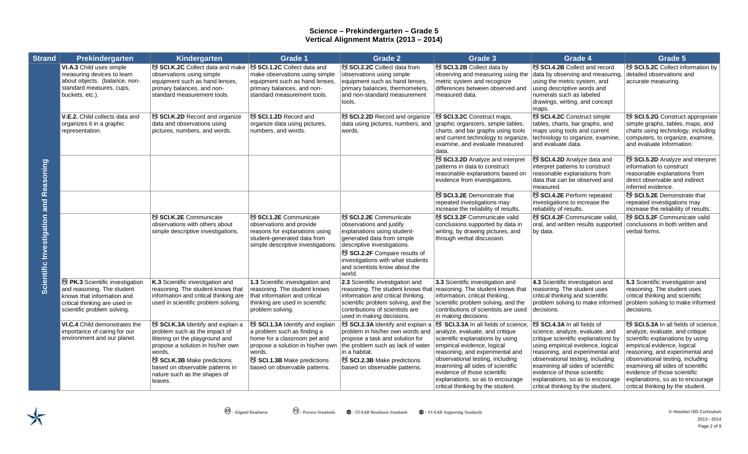# Science – Prekindergarten – Grade 5
## Vertical Alignment Matrix (2013 – 2014)

| Strand | Prekindergarten | Kindergarten | Grade 1 | Grade 2 | Grade 3 | Grade 4 | Grade 5 |
|---|---|---|---|---|---|---|---|
| Scientific Investigation and Reasoning | **VI.A.3** Child uses simple measuring devices to learn about objects. (balance, non-standard measures, cups, buckets, etc.). | (PS) **SCI.K.2C** Collect data and make observations using simple equipment such as hand lenses, primary balances, and non-standard measurement tools. | (PS) **SCI.1.2C** Collect data and make observations using simple equipment such as hand lenses, primary balances, and non-standard measurement tools. | (PS) **SCI.2.2C** Collect data from observations using simple equipment such as hand lenses, primary balances, thermometers, and non-standard measurement tools. | (PS) **SCI.3.2B** Collect data by observing and measuring using the metric system and recognize differences between observed and measured data. | (PS) **SCI.4.2B** Collect and record data by observing and measuring, using the metric system, and using descriptive words and numerals such as labeled drawings, writing, and concept maps. | (PS) **SCI.5.2C** Collect information by detailed observations and accurate measuring. |
| | **V.E.2.** Child collects data and organizes it in a graphic representation. | (PS) **SCI.K.2D** Record and organize data and observations using pictures, numbers, and words. | (PS) **SCI.1.2D** Record and organize data using pictures, numbers, and words. | (PS) **SCI.2.2D** Record and organize data using pictures, numbers, and words. | (PS) **SCI.3.2C** Construct maps, graphic organizers, simple tables, charts, and bar graphs using tools and current technology to organize, examine, and evaluate measured data. | (PS) **SCI.4.2C** Construct simple tables, charts, bar graphs, and maps using tools and current technology to organize, examine, and evaluate data. | (PS) **SCI.5.2G** Construct appropriate simple graphs, tables, maps, and charts using technology, including computers, to organize, examine, and evaluate information. |
| | | | | | (PS) **SCI.3.2D** Analyze and interpret patterns in data to construct reasonable explanations based on evidence from investigations. | (PS) **SCI.4.2D** Analyze data and interpret patterns to construct reasonable explanations from data that can be observed and measured. | (PS) **SCI.5.2D** Analyze and interpret information to construct reasonable explanations from direct observable and indirect inferred evidence. |
| | | | | | (PS) **SCI.3.2E** Demonstrate that repeated investigations may increase the reliability of results. | (PS) **SCI.4.2E** Perform repeated investigations to increase the reliability of results. | (PS) **SCI.5.2E** Demonstrate that repeated investigations may increase the reliability of results. |
| | | (PS) **SCI.K.2E** Communicate observations with others about simple descriptive investigations. | (PS) **SCI.1.2E** Communicate observations and provide reasons for explanations using student-generated data from simple descriptive investigations. | (PS) **SCI.2.2E** Communicate observations and justify explanations using student-generated data from simple descriptive investigations.<br>(PS) **SCI.2.2F** Compare results of investigations with what students and scientists know about the world. | (PS) **SCI.3.2F** Communicate valid conclusions supported by data in writing, by drawing pictures, and through verbal discussion. | (PS) **SCI.4.2F** Communicate valid, oral, and written results supported by data. | (PS) **SCI.5.2F** Communicate valid conclusions in both written and verbal forms. |
| | (PS) **PK.3** Scientific investigation and reasoning. The student knows that information and critical thinking are used in scientific problem solving. | **K.3** Scientific investigation and reasoning. The student knows that information and critical thinking are used in scientific problem solving. | **1.3** Scientific investigation and reasoning. The student knows that information and critical thinking are used in scientific problem solving. | **2.3** Scientific investigation and reasoning. The student knows that information and critical thinking, scientific problem solving, and the contributions of scientists are used in making decisions. | **3.3** Scientific investigation and reasoning. The student knows that information, critical thinking, scientific problem solving, and the contributions of scientists are used in making decisions. | **4.3** Scientific investigation and reasoning. The student uses critical thinking and scientific problem solving to make informed decisions. | **5.3** Scientific investigation and reasoning. The student uses critical thinking and scientific problem solving to make informed decisions. |
| | **VI.C.4** Child demonstrates the importance of caring for our environment and our planet. | (PS) **SCI.K.3A** Identify and explain a problem such as the impact of littering on the playground and propose a solution in his/her own words.<br>(PS) **SCI.K.3B** Make predictions based on observable patterns in nature such as the shapes of leaves. | (PS) **SCI.1.3A** Identify and explain a problem such as finding a home for a classroom pet and propose a solution in his/her own words.<br>(PS) **SCI.1.3B** Make predictions based on observable patterns. | (PS) **SCI.2.3A** Identify and explain a problem in his/her own words and propose a task and solution for the problem such as lack of water in a habitat.<br>(PS) **SCI.2.3B** Make predictions based on observable patterns. | (PS) **SCI.3.3A** In all fields of science, analyze, evaluate, and critique scientific explanations by using empirical evidence, logical reasoning, and experimental and observational testing, including examining all sides of scientific evidence of those scientific explanations, so as to encourage critical thinking by the student. | (PS) **SCI.4.3A** In all fields of science, analyze, evaluate, and critique scientific explanations by using empirical evidence, logical reasoning, and experimental and observational testing, including examining all sides of scientific evidence of those scientific explanations, so as to encourage critical thinking by the student. | (PS) **SCI.5.3A** In all fields of science, analyze, evaluate, and critique scientific explanations by using empirical evidence, logical reasoning, and experimental and observational testing, including examining all sides of scientific evidence of those scientific explanations, so as to encourage critical thinking by the student. |

(AR) - Aligned Readiness (PS) - Process Standards (R) - STAAR Readiness Standards (S) - STAAR Supporting Standards

© Houston ISD Curriculum 2013 - 2014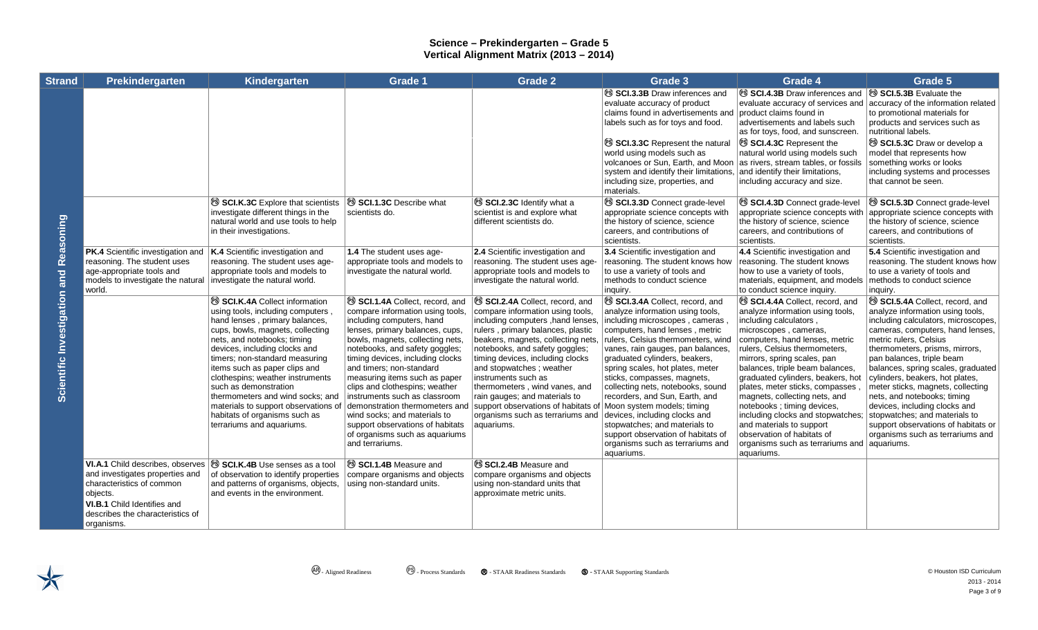# Science – Prekindergarten – Grade 5
## Vertical Alignment Matrix (2013 – 2014)

| Strand | Prekindergarten | Kindergarten | Grade 1 | Grade 2 | Grade 3 | Grade 4 | Grade 5 |
|---|---|---|---|---|---|---|---|
| Scientific Investigation and Reasoning | | | | | (PS) **SCI.3.3B** Draw inferences and evaluate accuracy of product claims found in advertisements and labels such as for toys and food.<br><br>(PS) **SCI.3.3C** Represent the natural world using models such as volcanoes or Sun, Earth, and Moon system and identify their limitations, including size, properties, and materials. | (PS) **SCI.4.3B** Draw inferences and evaluate accuracy of services and product claims found in advertisements and labels such as for toys, food, and sunscreen.<br><br>(PS) **SCI.4.3C** Represent the natural world using models such as rivers, stream tables, or fossils and identify their limitations, including accuracy and size. | (PS) **SCI.5.3B** Evaluate the accuracy of the information related to promotional materials for products and services such as nutritional labels.<br><br>(PS) **SCI.5.3C** Draw or develop a model that represents how something works or looks including systems and processes that cannot be seen. |
| | | (PS) **SCI.K.3C** Explore that scientists investigate different things in the natural world and use tools to help in their investigations. | (PS) **SCI.1.3C** Describe what scientists do. | (PS) **SCI.2.3C** Identify what a scientist is and explore what different scientists do. | (PS) **SCI.3.3D** Connect grade-level appropriate science concepts with the history of science, science careers, and contributions of scientists. | (PS) **SCI.4.3D** Connect grade-level appropriate science concepts with the history of science, science careers, and contributions of scientists. | (PS) **SCI.5.3D** Connect grade-level appropriate science concepts with the history of science, science careers, and contributions of scientists. |
| | **PK.4** Scientific investigation and reasoning. The student uses age-appropriate tools and models to investigate the natural world. | **K.4** Scientific investigation and reasoning. The student uses age-appropriate tools and models to investigate the natural world. | **1.4** The student uses age-appropriate tools and models to investigate the natural world. | **2.4** Scientific investigation and reasoning. The student uses age-appropriate tools and models to investigate the natural world. | **3.4** Scientific investigation and reasoning. The student knows how to use a variety of tools and methods to conduct science inquiry. | **4.4** Scientific investigation and reasoning. The student knows how to use a variety of tools, materials, equipment, and models to conduct science inquiry. | **5.4** Scientific investigation and reasoning. The student knows how to use a variety of tools and methods to conduct science inquiry. |
| | | (PS) **SCI.K.4A** Collect information using tools, including computers , hand lenses , primary balances, cups, bowls, magnets, collecting nets, and notebooks; timing devices, including clocks and timers; non-standard measuring items such as paper clips and clothespins; weather instruments such as demonstration thermometers and wind socks; and materials to support observations of habitats of organisms such as terrariums and aquariums. | (PS) **SCI.1.4A** Collect, record, and compare information using tools, including computers, hand lenses, primary balances, cups, bowls, magnets, collecting nets, notebooks, and safety goggles; timing devices, including clocks and timers; non-standard measuring items such as paper clips and clothespins; weather instruments such as classroom demonstration thermometers and wind socks; and materials to support observations of habitats of organisms such as aquariums and terrariums. | (PS) **SCI.2.4A** Collect, record, and compare information using tools, including computers ,hand lenses, rulers , primary balances, plastic beakers, magnets, collecting nets, notebooks, and safety goggles; timing devices, including clocks and stopwatches ; weather instruments such as thermometers , wind vanes, and rain gauges; and materials to support observations of habitats of organisms such as terrariums and aquariums. | (PS) **SCI.3.4A** Collect, record, and analyze information using tools, including microscopes , cameras , computers, hand lenses , metric rulers, Celsius thermometers, wind vanes, rain gauges, pan balances, graduated cylinders, beakers, spring scales, hot plates, meter sticks, compasses, magnets, collecting nets, notebooks, sound recorders, and Sun, Earth, and Moon system models; timing devices, including clocks and stopwatches; and materials to support observation of habitats of organisms such as terrariums and aquariums. | (PS) **SCI.4.4A** Collect, record, and analyze information using tools, including calculators , microscopes , cameras, computers, hand lenses, metric rulers, Celsius thermometers, mirrors, spring scales, pan balances, triple beam balances, graduated cylinders, beakers, hot plates, meter sticks, compasses , magnets, collecting nets, and notebooks ; timing devices, including clocks and stopwatches; and materials to support observation of habitats of organisms such as terrariums and aquariums. | (PS) **SCI.5.4A** Collect, record, and analyze information using tools, including calculators, microscopes, cameras, computers, hand lenses, metric rulers, Celsius thermometers, prisms, mirrors, pan balances, triple beam balances, spring scales, graduated cylinders, beakers, hot plates, meter sticks, magnets, collecting nets, and notebooks; timing devices, including clocks and stopwatches; and materials to support observations of habitats or organisms such as terrariums and aquariums. |
| | **VI.A.1** Child describes, observes and investigates properties and characteristics of common objects.<br>**VI.B.1** Child Identifies and describes the characteristics of organisms. | (PS) **SCI.K.4B** Use senses as a tool of observation to identify properties and patterns of organisms, objects, and events in the environment. | (PS) **SCI.1.4B** Measure and compare organisms and objects using non-standard units. | (PS) **SCI.2.4B** Measure and compare organisms and objects using non-standard units that approximate metric units. | | | |

(AR) - Aligned Readiness (PS) - Process Standards (R) - STAAR Readiness Standards (S) - STAAR Supporting Standards

© Houston ISD Curriculum 2013 - 2014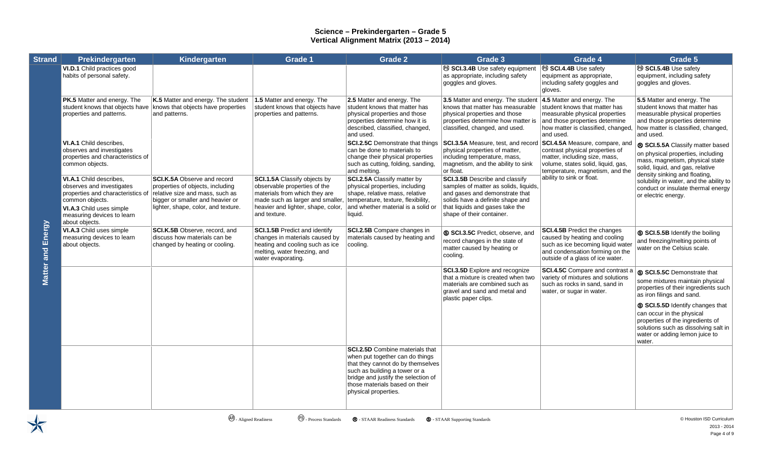# Science – Prekindergarten – Grade 5
## Vertical Alignment Matrix (2013 – 2014)

| Strand | Prekindergarten | Kindergarten | Grade 1 | Grade 2 | Grade 3 | Grade 4 | Grade 5 |
|---|---|---|---|---|---|---|---|
| Matter and Energy | **VI.D.1** Child practices good habits of personal safety. | | | | Ⓟⓢ **SCI.3.4B** Use safety equipment as appropriate, including safety goggles and gloves. | Ⓟⓢ **SCI.4.4B** Use safety equipment as appropriate, including safety goggles and gloves. | Ⓟⓢ **SCI.5.4B** Use safety equipment, including safety goggles and gloves. |
| | **PK.5** Matter and energy. The student knows that objects have properties and patterns. | **K.5** Matter and energy. The student knows that objects have properties and patterns. | **1.5** Matter and energy. The student knows that objects have properties and patterns. | **2.5** Matter and energy. The student knows that matter has physical properties and those properties determine how it is described, classified, changed, and used. | **3.5** Matter and energy. The student knows that matter has measurable physical properties and those properties determine how matter is classified, changed, and used. | **4.5** Matter and energy. The student knows that matter has measurable physical properties and those properties determine how matter is classified, changed, and used. | **5.5** Matter and energy. The student knows that matter has measurable physical properties and those properties determine how matter is classified, changed, and used. |
| | **VI.A.1** Child describes, observes and investigates properties and characteristics of common objects. | | | **SCI.2.5C** Demonstrate that things can be done to materials to change their physical properties such as cutting, folding, sanding, and melting. | **SCI.3.5A** Measure, test, and record physical properties of matter, including temperature, mass, magnetism, and the ability to sink or float. | **SCI.4.5A** Measure, compare, and contrast physical properties of matter, including size, mass, volume, states solid, liquid, gas, temperature, magnetism, and the ability to sink or float. | Ⓡ **SCI.5.5A** Classify matter based on physical properties, including mass, magnetism, physical state solid, liquid, and gas, relative density sinking and floating, solubility in water, and the ability to conduct or insulate thermal energy or electric energy. |
| | **VI.A.1** Child describes, observes and investigates properties and characteristics of common objects.<br>**VI.A.3** Child uses simple measuring devices to learn about objects. | **SCI.K.5A** Observe and record properties of objects, including relative size and mass, such as bigger or smaller and heavier or lighter, shape, color, and texture. | **SCI.1.5A** Classify objects by observable properties of the materials from which they are made such as larger and smaller, heavier and lighter, shape, color, and texture. | **SCI.2.5A** Classify matter by physical properties, including shape, relative mass, relative temperature, texture, flexibility, and whether material is a solid or liquid. | **SCI.3.5B** Describe and classify samples of matter as solids, liquids, and gases and demonstrate that solids have a definite shape and that liquids and gases take the shape of their container. | | |
| | **VI.A.3** Child uses simple measuring devices to learn about objects. | **SCI.K.5B** Observe, record, and discuss how materials can be changed by heating or cooling. | **SCI.1.5B** Predict and identify changes in materials caused by heating and cooling such as ice melting, water freezing, and water evaporating. | **SCI.2.5B** Compare changes in materials caused by heating and cooling. | Ⓢ **SCI.3.5C** Predict, observe, and record changes in the state of matter caused by heating or cooling. | **SCI.4.5B** Predict the changes caused by heating and cooling such as ice becoming liquid water and condensation forming on the outside of a glass of ice water. | Ⓢ **SCI.5.5B** Identify the boiling and freezing/melting points of water on the Celsius scale. |
| | | | | | **SCI.3.5D** Explore and recognize that a mixture is created when two materials are combined such as gravel and sand and metal and plastic paper clips. | **SCI.4.5C** Compare and contrast a variety of mixtures and solutions such as rocks in sand, sand in water, or sugar in water. | Ⓢ **SCI.5.5C** Demonstrate that some mixtures maintain physical properties of their ingredients such as iron filings and sand.<br>Ⓢ **SCI.5.5D** Identify changes that can occur in the physical properties of the ingredients of solutions such as dissolving salt in water or adding lemon juice to water. |
| | | | | **SCI.2.5D** Combine materials that when put together can do things that they cannot do by themselves such as building a tower or a bridge and justify the selection of those materials based on their physical properties. | | | |

Ⓐⓡ - Aligned Readiness   Ⓟⓢ - Process Standards   Ⓡ - STAAR Readiness Standards   Ⓢ - STAAR Supporting Standards

© Houston ISD Curriculum 2013 - 2014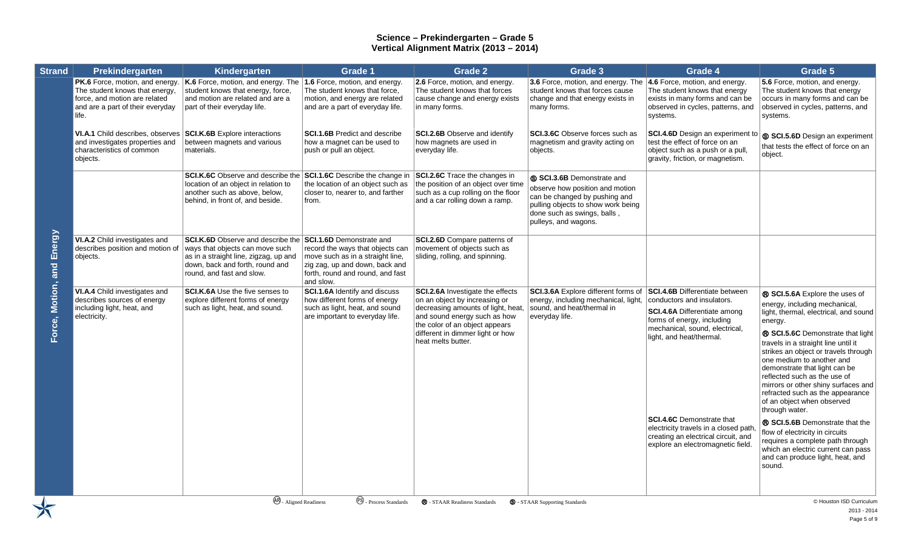# Science – Prekindergarten – Grade 5
## Vertical Alignment Matrix (2013 – 2014)

| Strand | Prekindergarten | Kindergarten | Grade 1 | Grade 2 | Grade 3 | Grade 4 | Grade 5 |
|---|---|---|---|---|---|---|---|
| Force, Motion, and Energy | **PK.6** Force, motion, and energy. The student knows that energy, force, and motion are related and are a part of their everyday life. | **K.6** Force, motion, and energy. The student knows that energy, force, and motion are related and are a part of their everyday life. | **1.6** Force, motion, and energy. The student knows that force, motion, and energy are related and are a part of everyday life. | **2.6** Force, motion, and energy. The student knows that forces cause change and energy exists in many forms. | **3.6** Force, motion, and energy. The student knows that forces cause change and that energy exists in many forms. | **4.6** Force, motion, and energy. The student knows that energy exists in many forms and can be observed in cycles, patterns, and systems. | **5.6** Force, motion, and energy. The student knows that energy occurs in many forms and can be observed in cycles, patterns, and systems. |
| | **VI.A.1** Child describes, observes and investigates properties and characteristics of common objects. | **SCI.K.6B** Explore interactions between magnets and various materials. | **SCI.1.6B** Predict and describe how a magnet can be used to push or pull an object. | **SCI.2.6B** Observe and identify how magnets are used in everyday life. | **SCI.3.6C** Observe forces such as magnetism and gravity acting on objects. | **SCI.4.6D** Design an experiment to test the effect of force on an object such as a push or a pull, gravity, friction, or magnetism. | Ⓢ **SCI.5.6D** Design an experiment that tests the effect of force on an object. |
| | | **SCI.K.6C** Observe and describe the location of an object in relation to another such as above, below, behind, in front of, and beside. | **SCI.1.6C** Describe the change in the location of an object such as closer to, nearer to, and farther from. | **SCI.2.6C** Trace the changes in the position of an object over time such as a cup rolling on the floor and a car rolling down a ramp. | Ⓢ **SCI.3.6B** Demonstrate and observe how position and motion can be changed by pushing and pulling objects to show work being done such as swings, balls, pulleys, and wagons. | | |
| | **VI.A.2** Child investigates and describes position and motion of objects. | **SCI.K.6D** Observe and describe the ways that objects can move such as in a straight line, zigzag, up and down, back and forth, round and round, and fast and slow. | **SCI.1.6D** Demonstrate and record the ways that objects can move such as in a straight line, zig zag, up and down, back and forth, round and round, and fast and slow. | **SCI.2.6D** Compare patterns of movement of objects such as sliding, rolling, and spinning. | | | |
| | **VI.A.4** Child investigates and describes sources of energy including light, heat, and electricity. | **SCI.K.6A** Use the five senses to explore different forms of energy such as light, heat, and sound. | **SCI.1.6A** Identify and discuss how different forms of energy such as light, heat, and sound are important to everyday life. | **SCI.2.6A** Investigate the effects on an object by increasing or decreasing amounts of light, heat, and sound energy such as how the color of an object appears different in dimmer light or how heat melts butter. | **SCI.3.6A** Explore different forms of energy, including mechanical, light, sound, and heat/thermal in everyday life. | **SCI.4.6B** Differentiate between conductors and insulators.<br>**SCI.4.6A** Differentiate among forms of energy, including mechanical, sound, electrical, light, and heat/thermal.<br>**SCI.4.6C** Demonstrate that electricity travels in a closed path, creating an electrical circuit, and explore an electromagnetic field. | Ⓡ **SCI.5.6A** Explore the uses of energy, including mechanical, light, thermal, electrical, and sound energy.<br>Ⓡ **SCI.5.6C** Demonstrate that light travels in a straight line until it strikes an object or travels through one medium to another and demonstrate that light can be reflected such as the use of mirrors or other shiny surfaces and refracted such as the appearance of an object when observed through water.<br>Ⓡ **SCI.5.6B** Demonstrate that the flow of electricity in circuits requires a complete path through which an electric current can pass and can produce light, heat, and sound. |

Ⓐⓡ - Aligned Readiness  Ⓟⓢ - Process Standards  Ⓡ - STAAR Readiness Standards  Ⓢ - STAAR Supporting Standards

© Houston ISD Curriculum 2013 - 2014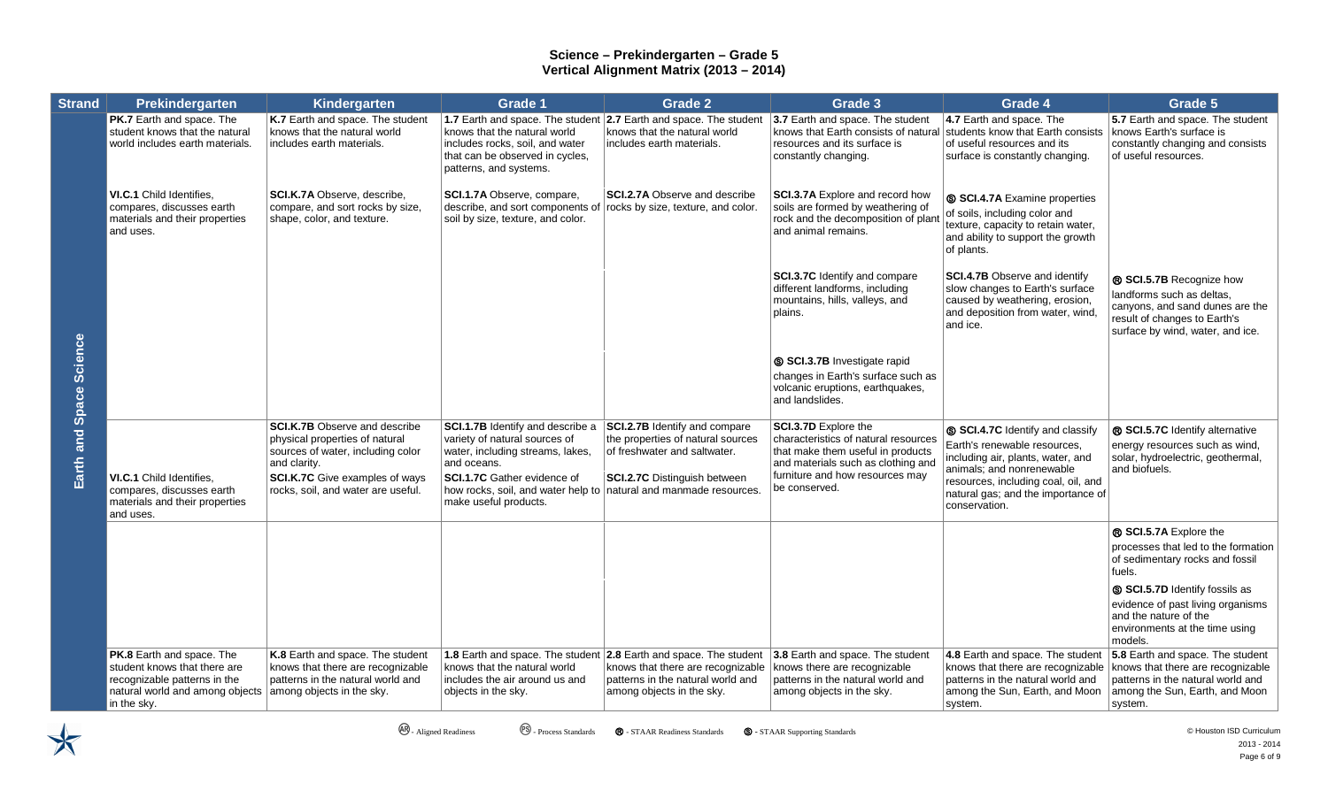# Science – Prekindergarten – Grade 5
## Vertical Alignment Matrix (2013 – 2014)

| Strand | Prekindergarten | Kindergarten | Grade 1 | Grade 2 | Grade 3 | Grade 4 | Grade 5 |
|---|---|---|---|---|---|---|---|
| Earth and Space Science | **PK.7** Earth and space. The student knows that the natural world includes earth materials. | **K.7** Earth and space. The student knows that the natural world includes earth materials. | **1.7** Earth and space. The student knows that the natural world includes rocks, soil, and water that can be observed in cycles, patterns, and systems. | **2.7** Earth and space. The student knows that the natural world includes earth materials. | **3.7** Earth and space. The student knows that Earth consists of natural resources and its surface is constantly changing. | **4.7** Earth and space. The students know that Earth consists of useful resources and its surface is constantly changing. | **5.7** Earth and space. The student knows Earth's surface is constantly changing and consists of useful resources. |
| | **VI.C.1** Child Identifies, compares, discusses earth materials and their properties and uses. | **SCI.K.7A** Observe, describe, compare, and sort rocks by size, shape, color, and texture. | **SCI.1.7A** Observe, compare, describe, and sort components of soil by size, texture, and color. | **SCI.2.7A** Observe and describe rocks by size, texture, and color. | **SCI.3.7A** Explore and record how soils are formed by weathering of rock and the decomposition of plant and animal remains. | Ⓢ **SCI.4.7A** Examine properties of soils, including color and texture, capacity to retain water, and ability to support the growth of plants. | |
| | | | | | **SCI.3.7C** Identify and compare different landforms, including mountains, hills, valleys, and plains. | **SCI.4.7B** Observe and identify slow changes to Earth's surface caused by weathering, erosion, and deposition from water, wind, and ice. | Ⓡ **SCI.5.7B** Recognize how landforms such as deltas, canyons, and sand dunes are the result of changes to Earth's surface by wind, water, and ice. |
| | | | | | Ⓢ **SCI.3.7B** Investigate rapid changes in Earth's surface such as volcanic eruptions, earthquakes, and landslides. | | |
| | **VI.C.1** Child Identifies, compares, discusses earth materials and their properties and uses. | **SCI.K.7B** Observe and describe physical properties of natural sources of water, including color and clarity.<br>**SCI.K.7C** Give examples of ways rocks, soil, and water are useful. | **SCI.1.7B** Identify and describe a variety of natural sources of water, including streams, lakes, and oceans.<br>**SCI.1.7C** Gather evidence of how rocks, soil, and water help to make useful products. | **SCI.2.7B** Identify and compare the properties of natural sources of freshwater and saltwater.<br>**SCI.2.7C** Distinguish between natural and manmade resources. | **SCI.3.7D** Explore the characteristics of natural resources that make them useful in products and materials such as clothing and furniture and how resources may be conserved. | Ⓢ **SCI.4.7C** Identify and classify Earth's renewable resources, including air, plants, water, and animals; and nonrenewable resources, including coal, oil, and natural gas; and the importance of conservation. | Ⓡ **SCI.5.7C** Identify alternative energy resources such as wind, solar, hydroelectric, geothermal, and biofuels. |
| | | | | | | | Ⓡ **SCI.5.7A** Explore the processes that led to the formation of sedimentary rocks and fossil fuels.<br>Ⓢ **SCI.5.7D** Identify fossils as evidence of past living organisms and the nature of the environments at the time using models. |
| | **PK.8** Earth and space. The student knows that there are recognizable patterns in the natural world and among objects in the sky. | **K.8** Earth and space. The student knows that there are recognizable patterns in the natural world and among objects in the sky. | **1.8** Earth and space. The student knows that the natural world includes the air around us and objects in the sky. | **2.8** Earth and space. The student knows that there are recognizable patterns in the natural world and among objects in the sky. | **3.8** Earth and space. The student knows there are recognizable patterns in the natural world and among objects in the sky. | **4.8** Earth and space. The student knows that there are recognizable patterns in the natural world and among the Sun, Earth, and Moon system. | **5.8** Earth and space. The student knows that there are recognizable patterns in the natural world and among the Sun, Earth, and Moon system. |

(AR) - Aligned Readiness (PS) - Process Standards Ⓡ - STAAR Readiness Standards Ⓢ - STAAR Supporting Standards

© Houston ISD Curriculum 2013 - 2014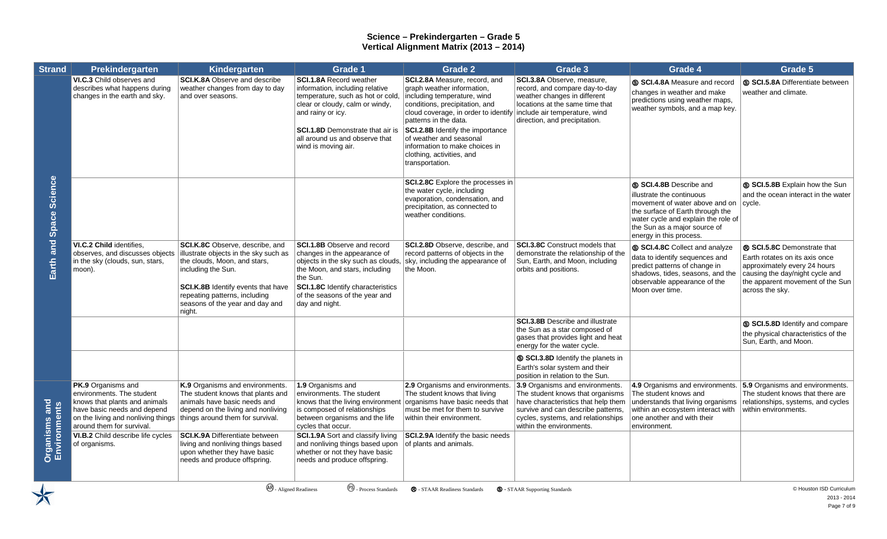# Science – Prekindergarten – Grade 5
## Vertical Alignment Matrix (2013 – 2014)

| Strand | Prekindergarten | Kindergarten | Grade 1 | Grade 2 | Grade 3 | Grade 4 | Grade 5 |
|---|---|---|---|---|---|---|---|
| Earth and Space Science | **VI.C.3** Child observes and describes what happens during changes in the earth and sky. | **SCI.K.8A** Observe and describe weather changes from day to day and over seasons. | **SCI.1.8A** Record weather information, including relative temperature, such as hot or cold, clear or cloudy, calm or windy, and rainy or icy.<br><br>**SCI.1.8D** Demonstrate that air is all around us and observe that wind is moving air. | **SCI.2.8A** Measure, record, and graph weather information, including temperature, wind conditions, precipitation, and cloud coverage, in order to identify patterns in the data.<br><br>**SCI.2.8B** Identify the importance of weather and seasonal information to make choices in clothing, activities, and transportation. | **SCI.3.8A** Observe, measure, record, and compare day-to-day weather changes in different locations at the same time that include air temperature, wind direction, and precipitation. | Ⓢ **SCI.4.8A** Measure and record changes in weather and make predictions using weather maps, weather symbols, and a map key. | Ⓢ **SCI.5.8A** Differentiate between weather and climate. |
| | | | | **SCI.2.8C** Explore the processes in the water cycle, including evaporation, condensation, and precipitation, as connected to weather conditions. | | Ⓢ **SCI.4.8B** Describe and illustrate the continuous movement of water above and on the surface of Earth through the water cycle and explain the role of the Sun as a major source of energy in this process. | Ⓢ **SCI.5.8B** Explain how the Sun and the ocean interact in the water cycle. |
| | **VI.C.2 Child** identifies, observes, and discusses objects in the sky (clouds, sun, stars, moon). | **SCI.K.8C** Observe, describe, and illustrate objects in the sky such as the clouds, Moon, and stars, including the Sun.<br><br>**SCI.K.8B** Identify events that have repeating patterns, including seasons of the year and day and night. | **SCI.1.8B** Observe and record changes in the appearance of objects in the sky such as clouds, the Moon, and stars, including the Sun.<br><br>**SCI.1.8C** Identify characteristics of the seasons of the year and day and night. | **SCI.2.8D** Observe, describe, and record patterns of objects in the sky, including the appearance of the Moon. | **SCI.3.8C** Construct models that demonstrate the relationship of the Sun, Earth, and Moon, including orbits and positions. | Ⓢ **SCI.4.8C** Collect and analyze data to identify sequences and predict patterns of change in shadows, tides, seasons, and the observable appearance of the Moon over time. | Ⓡ **SCI.5.8C** Demonstrate that Earth rotates on its axis once approximately every 24 hours causing the day/night cycle and the apparent movement of the Sun across the sky. |
| | | | | | **SCI.3.8B** Describe and illustrate the Sun as a star composed of gases that provides light and heat energy for the water cycle. | | Ⓢ **SCI.5.8D** Identify and compare the physical characteristics of the Sun, Earth, and Moon. |
| | | | | | Ⓢ **SCI.3.8D** Identify the planets in Earth's solar system and their position in relation to the Sun. | | |
| Organisms and Environments | **PK.9** Organisms and environments. The student knows that plants and animals have basic needs and depend on the living and nonliving things around them for survival. | **K.9** Organisms and environments. The student knows that plants and animals have basic needs and depend on the living and nonliving things around them for survival. | **1.9** Organisms and environments. The student knows that the living environment is composed of relationships between organisms and the life cycles that occur. | **2.9** Organisms and environments. The student knows that living organisms have basic needs that must be met for them to survive within their environment. | **3.9** Organisms and environments. The student knows that organisms have characteristics that help them survive and can describe patterns, cycles, systems, and relationships within the environments. | **4.9** Organisms and environments. The student knows and understands that living organisms within an ecosystem interact with one another and with their environment. | **5.9** Organisms and environments. The student knows that there are relationships, systems, and cycles within environments. |
| | **VI.B.2** Child describe life cycles of organisms. | **SCI.K.9A** Differentiate between living and nonliving things based upon whether they have basic needs and produce offspring. | **SCI.1.9A** Sort and classify living and nonliving things based upon whether or not they have basic needs and produce offspring. | **SCI.2.9A** Identify the basic needs of plants and animals. | | | |

Ⓐⓡ - Aligned Readiness  Ⓟⓢ - Process Standards  Ⓡ - STAAR Readiness Standards  Ⓢ - STAAR Supporting Standards

© Houston ISD Curriculum 2013 - 2014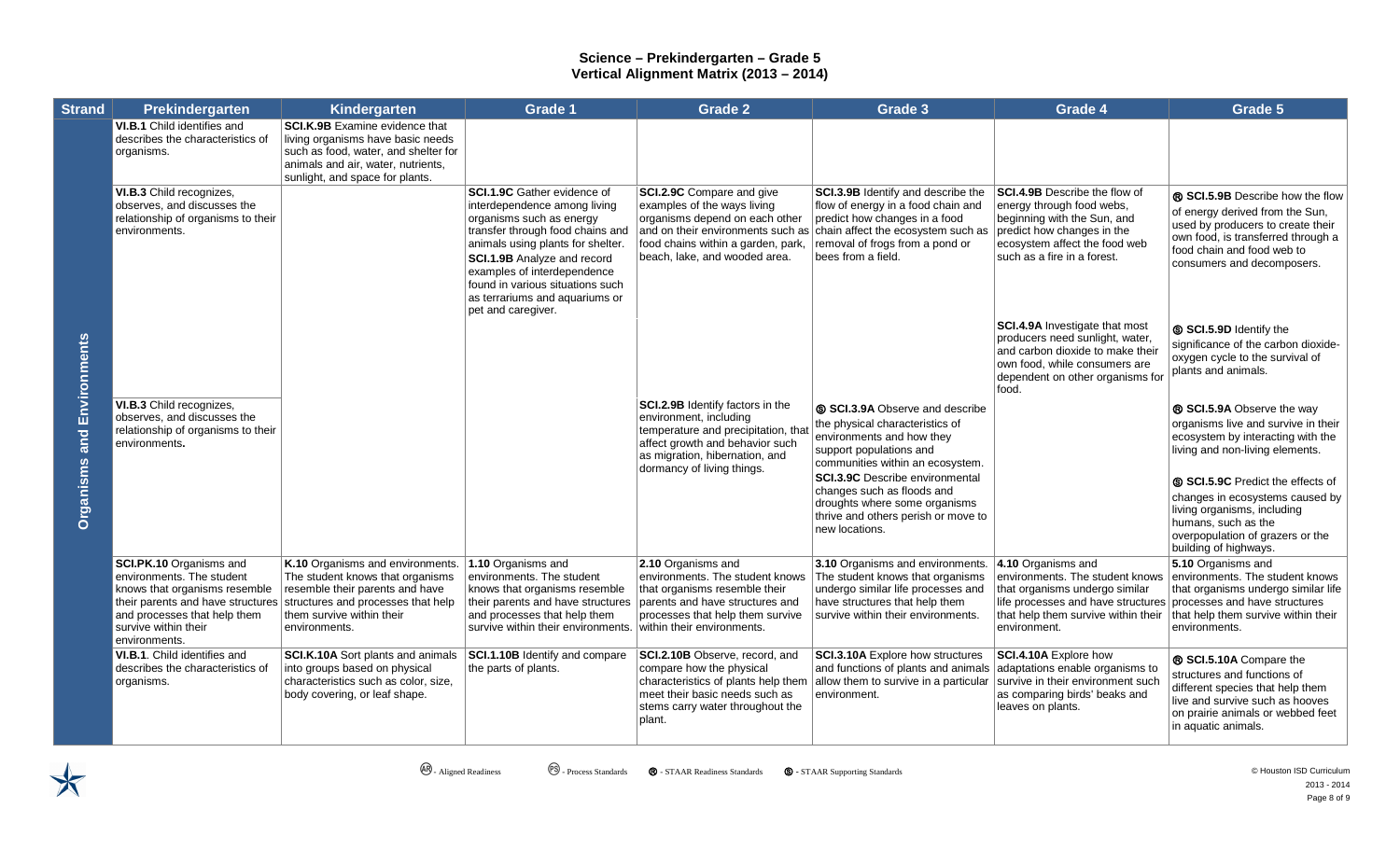# Science – Prekindergarten – Grade 5
## Vertical Alignment Matrix (2013 – 2014)

| Strand | Prekindergarten | Kindergarten | Grade 1 | Grade 2 | Grade 3 | Grade 4 | Grade 5 |
|---|---|---|---|---|---|---|---|
| Organisms and Environments | **VI.B.1** Child identifies and describes the characteristics of organisms. | **SCI.K.9B** Examine evidence that living organisms have basic needs such as food, water, and shelter for animals and air, water, nutrients, sunlight, and space for plants. | | | | | |
| | **VI.B.3** Child recognizes, observes, and discusses the relationship of organisms to their environments. | | **SCI.1.9C** Gather evidence of interdependence among living organisms such as energy transfer through food chains and animals using plants for shelter. **SCI.1.9B** Analyze and record examples of interdependence found in various situations such as terrariums and aquariums or pet and caregiver. | **SCI.2.9C** Compare and give examples of the ways living organisms depend on each other and on their environments such as food chains within a garden, park, beach, lake, and wooded area. | **SCI.3.9B** Identify and describe the flow of energy in a food chain and predict how changes in a food chain affect the ecosystem such as removal of frogs from a pond or bees from a field. | **SCI.4.9B** Describe the flow of energy through food webs, beginning with the Sun, and predict how changes in the ecosystem affect the food web such as a fire in a forest. | Ⓡ **SCI.5.9B** Describe how the flow of energy derived from the Sun, used by producers to create their own food, is transferred through a food chain and food web to consumers and decomposers. |
| | | | | | | **SCI.4.9A** Investigate that most producers need sunlight, water, and carbon dioxide to make their own food, while consumers are dependent on other organisms for food. | Ⓢ **SCI.5.9D** Identify the significance of the carbon dioxide-oxygen cycle to the survival of plants and animals. |
| | **VI.B.3** Child recognizes, observes, and discusses the relationship of organisms to their environments. | | | **SCI.2.9B** Identify factors in the environment, including temperature and precipitation, that affect growth and behavior such as migration, hibernation, and dormancy of living things. | Ⓢ **SCI.3.9A** Observe and describe the physical characteristics of environments and how they support populations and communities within an ecosystem. **SCI.3.9C** Describe environmental changes such as floods and droughts where some organisms thrive and others perish or move to new locations. | | Ⓡ **SCI.5.9A** Observe the way organisms live and survive in their ecosystem by interacting with the living and non-living elements. Ⓢ **SCI.5.9C** Predict the effects of changes in ecosystems caused by living organisms, including humans, such as the overpopulation of grazers or the building of highways. |
| | **SCI.PK.10** Organisms and environments. The student knows that organisms resemble their parents and have structures and processes that help them survive within their environments. | **K.10** Organisms and environments. The student knows that organisms resemble their parents and have structures and processes that help them survive within their environments. | **1.10** Organisms and environments. The student knows that organisms resemble their parents and have structures and processes that help them survive within their environments. | **2.10** Organisms and environments. The student knows that organisms resemble their parents and have structures and processes that help them survive within their environments. | **3.10** Organisms and environments. The student knows that organisms undergo similar life processes and have structures that help them survive within their environments. | **4.10** Organisms and environments. The student knows that organisms undergo similar life processes and have structures that help them survive within their environment. | **5.10** Organisms and environments. The student knows that organisms undergo similar life processes and have structures that help them survive within their environments. |
| | **VI.B.1**. Child identifies and describes the characteristics of organisms. | **SCI.K.10A** Sort plants and animals into groups based on physical characteristics such as color, size, body covering, or leaf shape. | **SCI.1.10B** Identify and compare the parts of plants. | **SCI.2.10B** Observe, record, and compare how the physical characteristics of plants help them meet their basic needs such as stems carry water throughout the plant. | **SCI.3.10A** Explore how structures and functions of plants and animals allow them to survive in a particular environment. | **SCI.4.10A** Explore how adaptations enable organisms to survive in their environment such as comparing birds' beaks and leaves on plants. | Ⓡ **SCI.5.10A** Compare the structures and functions of different species that help them live and survive such as hooves on prairie animals or webbed feet in aquatic animals. |

Ⓐⓡ - Aligned Readiness  Ⓟⓢ - Process Standards  Ⓡ - STAAR Readiness Standards  Ⓢ - STAAR Supporting Standards

© Houston ISD Curriculum 2013 - 2014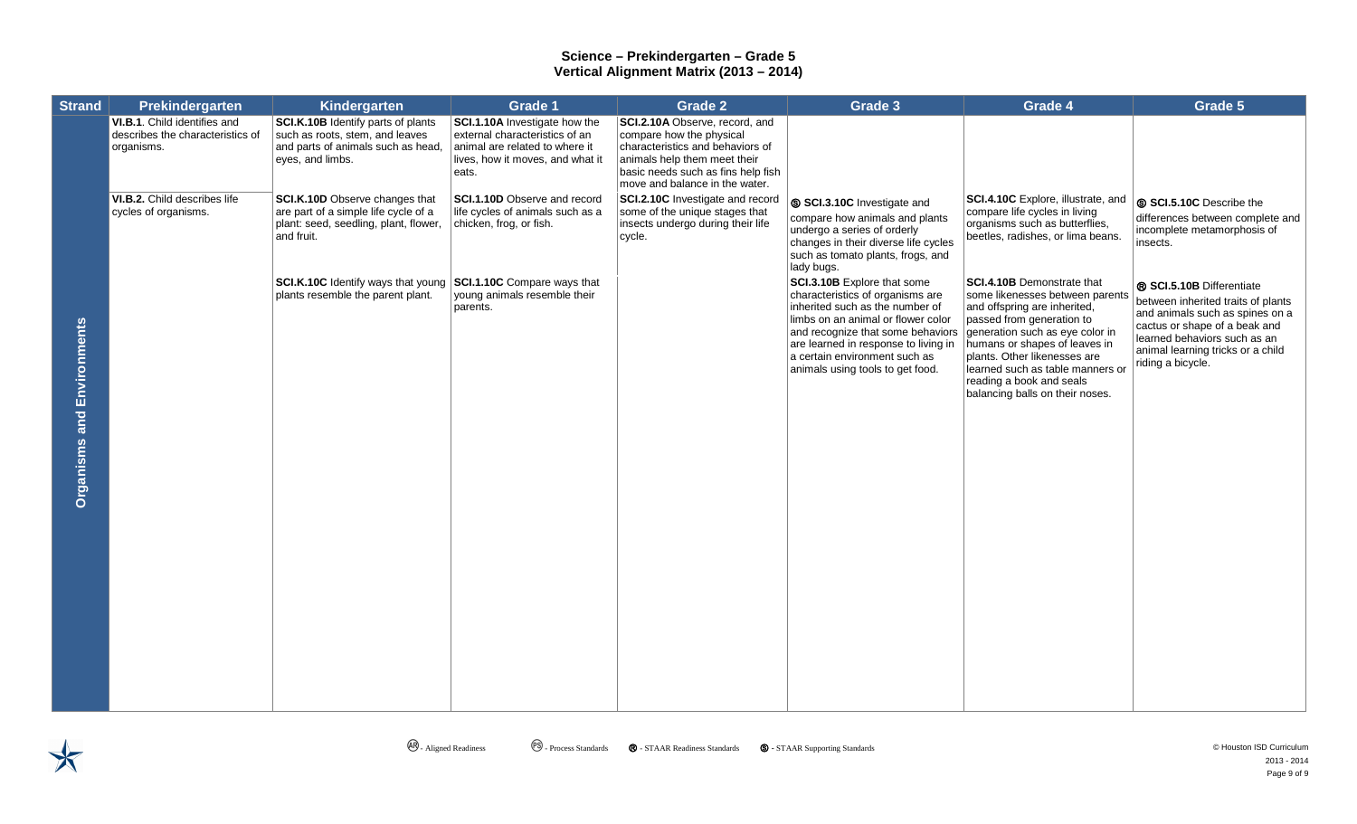# Science – Prekindergarten – Grade 5
## Vertical Alignment Matrix (2013 – 2014)

| Strand | Prekindergarten | Kindergarten | Grade 1 | Grade 2 | Grade 3 | Grade 4 | Grade 5 |
|---|---|---|---|---|---|---|---|
| Organisms and Environments | **VI.B.1**. Child identifies and describes the characteristics of organisms. | **SCI.K.10B** Identify parts of plants such as roots, stem, and leaves and parts of animals such as head, eyes, and limbs. | **SCI.1.10A** Investigate how the external characteristics of an animal are related to where it lives, how it moves, and what it eats. | **SCI.2.10A** Observe, record, and compare how the physical characteristics and behaviors of animals help them meet their basic needs such as fins help fish move and balance in the water. | | | |
| | **VI.B.2.** Child describes life cycles of organisms. | **SCI.K.10D** Observe changes that are part of a simple life cycle of a plant: seed, seedling, plant, flower, and fruit. | **SCI.1.10D** Observe and record life cycles of animals such as a chicken, frog, or fish. | **SCI.2.10C** Investigate and record some of the unique stages that insects undergo during their life cycle. | Ⓢ **SCI.3.10C** Investigate and compare how animals and plants undergo a series of orderly changes in their diverse life cycles such as tomato plants, frogs, and lady bugs. | **SCI.4.10C** Explore, illustrate, and compare life cycles in living organisms such as butterflies, beetles, radishes, or lima beans. | Ⓢ **SCI.5.10C** Describe the differences between complete and incomplete metamorphosis of insects. |
| | | **SCI.K.10C** Identify ways that young plants resemble the parent plant. | **SCI.1.10C** Compare ways that young animals resemble their parents. | | **SCI.3.10B** Explore that some characteristics of organisms are inherited such as the number of limbs on an animal or flower color and recognize that some behaviors are learned in response to living in a certain environment such as animals using tools to get food. | **SCI.4.10B** Demonstrate that some likenesses between parents and offspring are inherited, passed from generation to generation such as eye color in humans or shapes of leaves in plants. Other likenesses are learned such as table manners or reading a book and seals balancing balls on their noses. | Ⓡ **SCI.5.10B** Differentiate between inherited traits of plants and animals such as spines on a cactus or shape of a beak and learned behaviors such as an animal learning tricks or a child riding a bicycle. |

Ⓐ - Aligned Readiness Ⓟ - Process Standards Ⓡ - STAAR Readiness Standards Ⓢ - STAAR Supporting Standards

© Houston ISD Curriculum 2013 - 2014